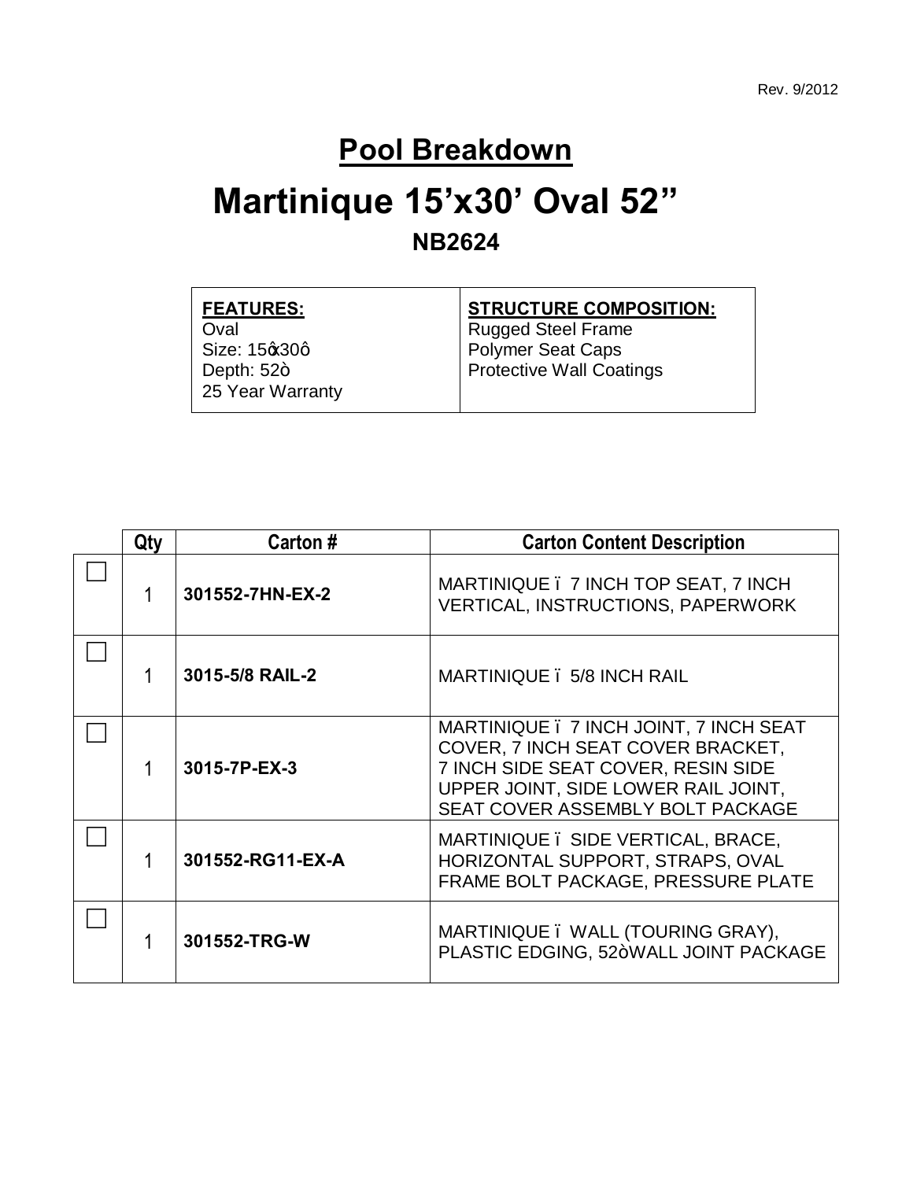Rev. 9/2012

# Pool Breakdown

# Martinique 15'x30' Oval 52"

## NB2624

| FEATURES: | STRUCTURE COMPOSITION: |
|---|---|
| Oval<br>Size: 15ǿx30ǿ<br>Depth: 52ǿ<br>25 Year Warranty | Rugged Steel Frame<br>Polymer Seat Caps<br>Protective Wall Coatings |

| | Qty | Carton # | Carton Content Description |
|---|---|---|---|
| ☐ | 1 | **301552-7HN-EX-2** | MARTINIQUE – 7 INCH TOP SEAT, 7 INCH VERTICAL, INSTRUCTIONS, PAPERWORK |
| ☐ | 1 | **3015-5/8 RAIL-2** | MARTINIQUE – 5/8 INCH RAIL |
| ☐ | 1 | **3015-7P-EX-3** | MARTINIQUE – 7 INCH JOINT, 7 INCH SEAT COVER, 7 INCH SEAT COVER BRACKET, 7 INCH SIDE SEAT COVER, RESIN SIDE UPPER JOINT, SIDE LOWER RAIL JOINT, SEAT COVER ASSEMBLY BOLT PACKAGE |
| ☐ | 1 | **301552-RG11-EX-A** | MARTINIQUE – SIDE VERTICAL, BRACE, HORIZONTAL SUPPORT, STRAPS, OVAL FRAME BOLT PACKAGE, PRESSURE PLATE |
| ☐ | 1 | **301552-TRG-W** | MARTINIQUE – WALL (TOURING GRAY), PLASTIC EDGING, 52ǿWALL JOINT PACKAGE |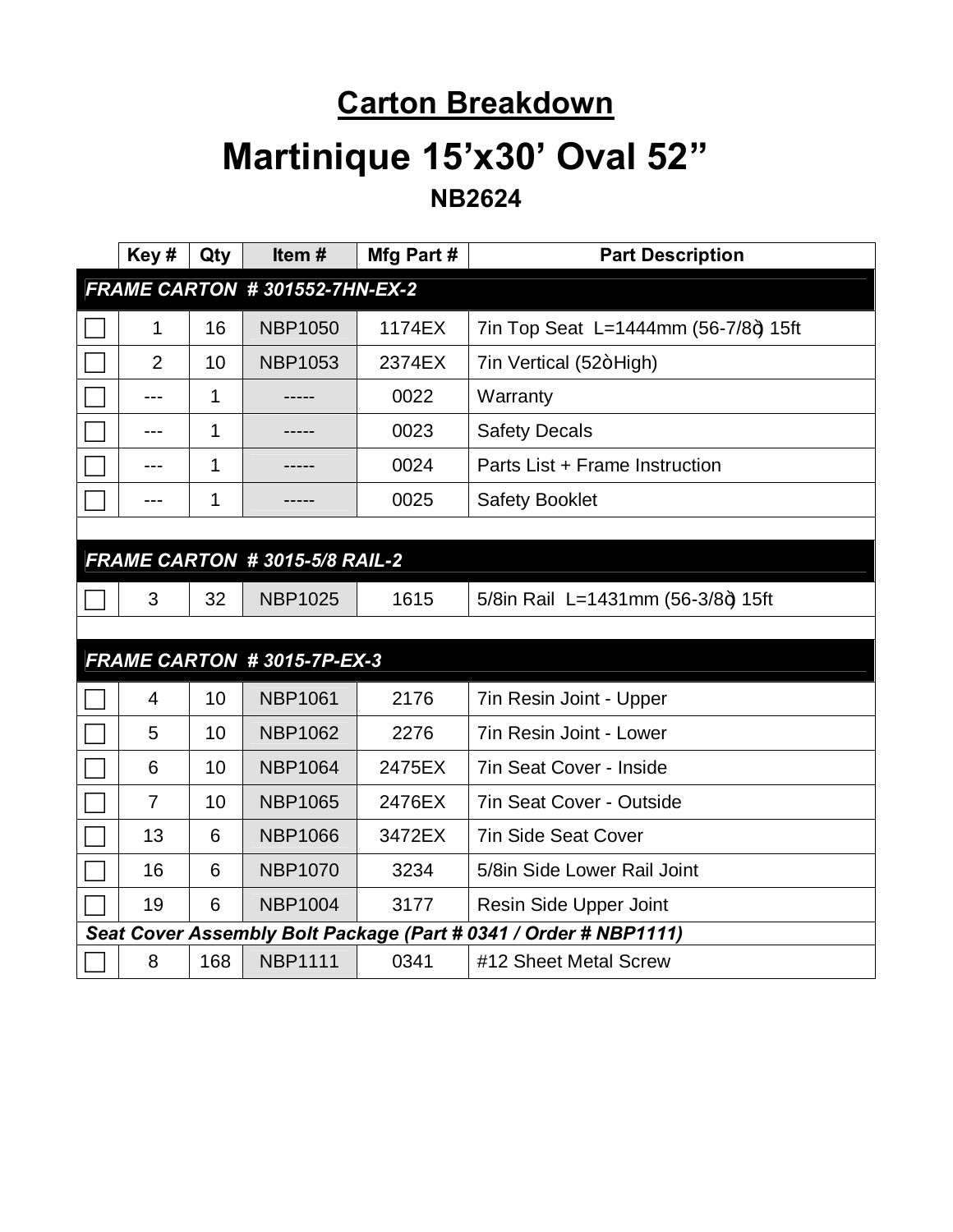# Carton Breakdown

# Martinique 15'x30' Oval 52"

## NB2624

| | Key # | Qty | Item # | Mfg Part # | Part Description |
|---|---|---|---|---|---|
| ***FRAME CARTON # 301552-7HN-EX-2*** | | | | | |
| ☐ | 1 | 16 | NBP1050 | 1174EX | 7in Top Seat L=1444mm (56-7/8ö) 15ft |
| ☐ | 2 | 10 | NBP1053 | 2374EX | 7in Vertical (52öHigh) |
| ☐ | --- | 1 | ----- | 0022 | Warranty |
| ☐ | --- | 1 | ----- | 0023 | Safety Decals |
| ☐ | --- | 1 | ----- | 0024 | Parts List + Frame Instruction |
| ☐ | --- | 1 | ----- | 0025 | Safety Booklet |
| | | | | | |
| ***FRAME CARTON # 3015-5/8 RAIL-2*** | | | | | |
| ☐ | 3 | 32 | NBP1025 | 1615 | 5/8in Rail L=1431mm (56-3/8ö) 15ft |
| | | | | | |
| ***FRAME CARTON # 3015-7P-EX-3*** | | | | | |
| ☐ | 4 | 10 | NBP1061 | 2176 | 7in Resin Joint - Upper |
| ☐ | 5 | 10 | NBP1062 | 2276 | 7in Resin Joint - Lower |
| ☐ | 6 | 10 | NBP1064 | 2475EX | 7in Seat Cover - Inside |
| ☐ | 7 | 10 | NBP1065 | 2476EX | 7in Seat Cover - Outside |
| ☐ | 13 | 6 | NBP1066 | 3472EX | 7in Side Seat Cover |
| ☐ | 16 | 6 | NBP1070 | 3234 | 5/8in Side Lower Rail Joint |
| ☐ | 19 | 6 | NBP1004 | 3177 | Resin Side Upper Joint |
| ***Seat Cover Assembly Bolt Package (Part # 0341 / Order # NBP1111)*** | | | | | |
| ☐ | 8 | 168 | NBP1111 | 0341 | #12 Sheet Metal Screw |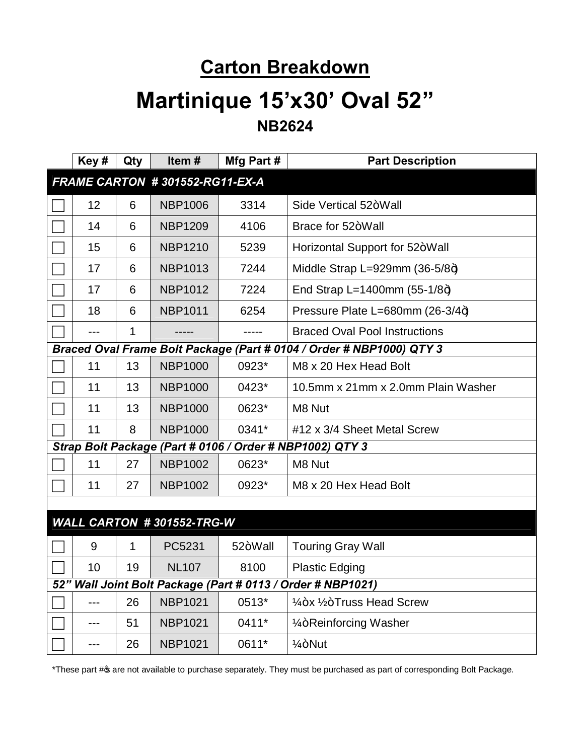## Carton Breakdown

# Martinique 15’x30’ Oval 52”

### NB2624

| | Key # | Qty | Item # | Mfg Part # | Part Description |
|---|---|---|---|---|---|
| ***FRAME CARTON # 301552-RG11-EX-A*** | | | | | |
| ☐ | 12 | 6 | NBP1006 | 3314 | Side Vertical 52ò Wall |
| ☐ | 14 | 6 | NBP1209 | 4106 | Brace for 52ò Wall |
| ☐ | 15 | 6 | NBP1210 | 5239 | Horizontal Support for 52ò Wall |
| ☐ | 17 | 6 | NBP1013 | 7244 | Middle Strap L=929mm (36-5/8ò) |
| ☐ | 17 | 6 | NBP1012 | 7224 | End Strap L=1400mm (55-1/8ò) |
| ☐ | 18 | 6 | NBP1011 | 6254 | Pressure Plate L=680mm (26-3/4ò) |
| ☐ | --- | 1 | ----- | ----- | Braced Oval Pool Instructions |
| ***Braced Oval Frame Bolt Package (Part # 0104 / Order # NBP1000) QTY 3*** | | | | | |
| ☐ | 11 | 13 | NBP1000 | 0923* | M8 x 20 Hex Head Bolt |
| ☐ | 11 | 13 | NBP1000 | 0423* | 10.5mm x 21mm x 2.0mm Plain Washer |
| ☐ | 11 | 13 | NBP1000 | 0623* | M8 Nut |
| ☐ | 11 | 8 | NBP1000 | 0341* | #12 x 3/4 Sheet Metal Screw |
| ***Strap Bolt Package (Part # 0106 / Order # NBP1002) QTY 3*** | | | | | |
| ☐ | 11 | 27 | NBP1002 | 0623* | M8 Nut |
| ☐ | 11 | 27 | NBP1002 | 0923* | M8 x 20 Hex Head Bolt |
| | | | | | |
| ***WALL CARTON # 301552-TRG-W*** | | | | | |
| ☐ | 9 | 1 | PC5231 | 52ò Wall | Touring Gray Wall |
| ☐ | 10 | 19 | NL107 | 8100 | Plastic Edging |
| ***52” Wall Joint Bolt Package (Part # 0113 / Order # NBP1021)*** | | | | | |
| ☐ | --- | 26 | NBP1021 | 0513* | ¼ò x ½ò Truss Head Screw |
| ☐ | --- | 51 | NBP1021 | 0411* | ¼ò Reinforcing Washer |
| ☐ | --- | 26 | NBP1021 | 0611* | ¼ò Nut |

*These part #ø are not available to purchase separately. They must be purchased as part of corresponding Bolt Package.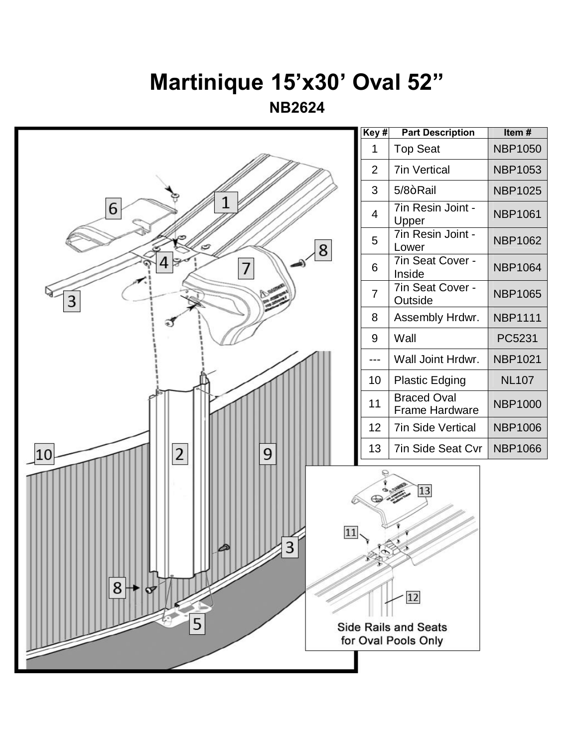# Martinique 15’x30’ Oval 52”

## NB2624

| Key # | Part Description | Item # |
|---|---|---|
| 1 | Top Seat | NBP1050 |
| 2 | 7in Vertical | NBP1053 |
| 3 | 5/8ò Rail | NBP1025 |
| 4 | 7in Resin Joint - Upper | NBP1061 |
| 5 | 7in Resin Joint - Lower | NBP1062 |
| 6 | 7in Seat Cover - Inside | NBP1064 |
| 7 | 7in Seat Cover - Outside | NBP1065 |
| 8 | Assembly Hrdwr. | NBP1111 |
| 9 | Wall | PC5231 |
| --- | Wall Joint Hrdwr. | NBP1021 |
| 10 | Plastic Edging | NL107 |
| 11 | Braced Oval Frame Hardware | NBP1000 |
| 12 | 7in Side Vertical | NBP1006 |
| 13 | 7in Side Seat Cvr | NBP1066 |

Side Rails and Seats for Oval Pools Only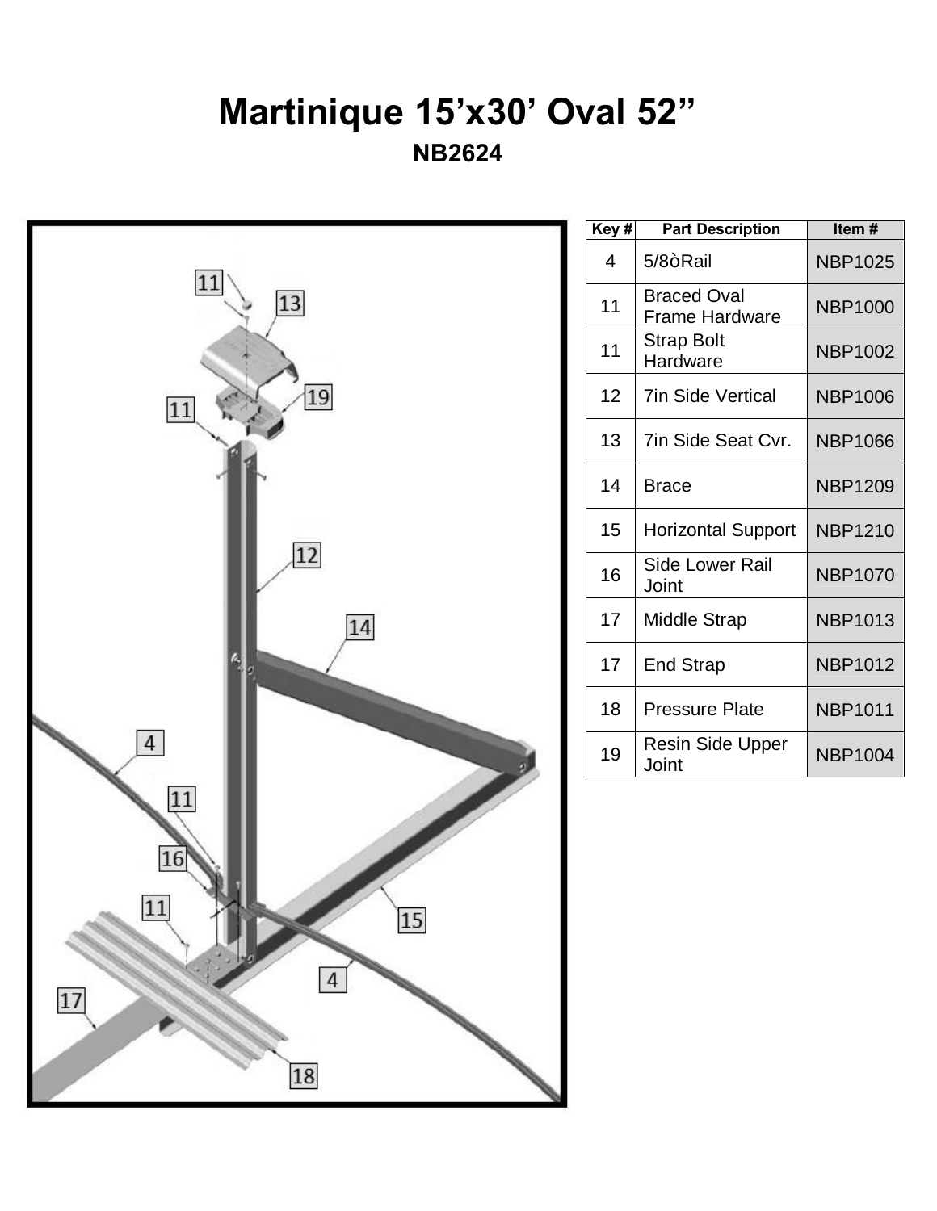# Martinique 15'x30' Oval 52"

## NB2624

| Key # | Part Description | Item # |
|---|---|---|
| 4 | 5/8òRail | NBP1025 |
| 11 | Braced Oval Frame Hardware | NBP1000 |
| 11 | Strap Bolt Hardware | NBP1002 |
| 12 | 7in Side Vertical | NBP1006 |
| 13 | 7in Side Seat Cvr. | NBP1066 |
| 14 | Brace | NBP1209 |
| 15 | Horizontal Support | NBP1210 |
| 16 | Side Lower Rail Joint | NBP1070 |
| 17 | Middle Strap | NBP1013 |
| 17 | End Strap | NBP1012 |
| 18 | Pressure Plate | NBP1011 |
| 19 | Resin Side Upper Joint | NBP1004 |